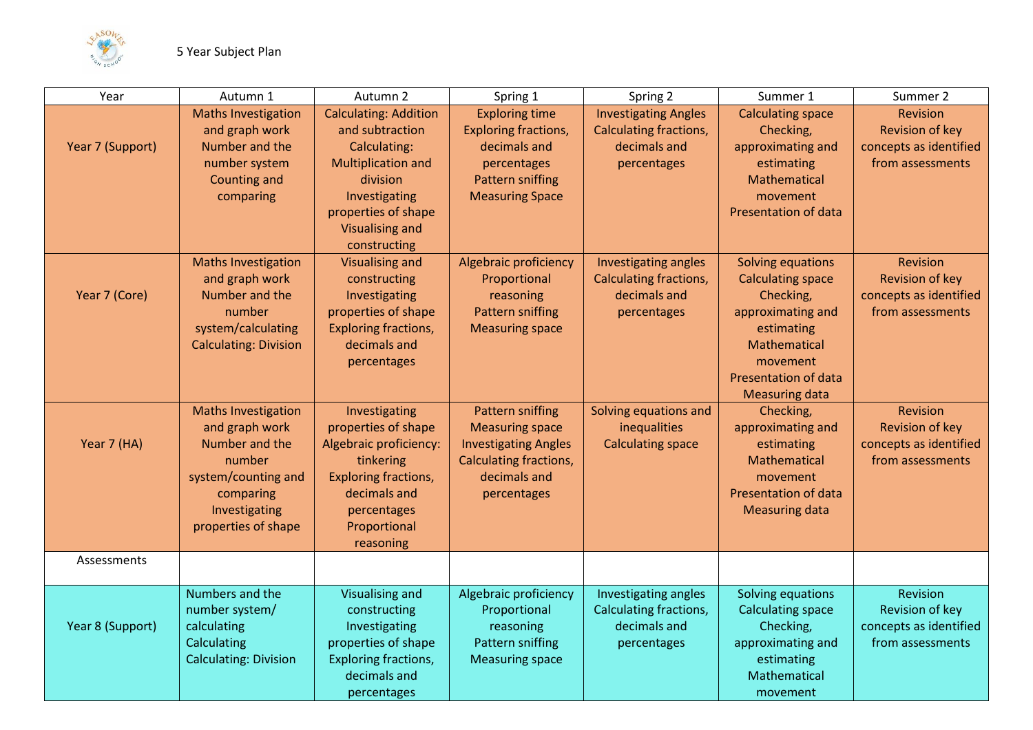5 Year Subject Plan

| Year | Autumn 1 | Autumn 2 | Spring 1 | Spring 2 | Summer 1 | Summer 2 |
|---|---|---|---|---|---|---|
| Year 7 (Support) | Maths Investigation and graph work<br>Number and the number system<br>Counting and comparing | Calculating: Addition and subtraction<br>Calculating: Multiplication and division<br>Investigating properties of shape<br>Visualising and constructing | Exploring time<br>Exploring fractions, decimals and percentages<br>Pattern sniffing<br>Measuring Space | Investigating Angles<br>Calculating fractions, decimals and percentages | Calculating space<br>Checking, approximating and estimating<br>Mathematical movement<br>Presentation of data | Revision<br>Revision of key concepts as identified from assessments |
| Year 7 (Core) | Maths Investigation and graph work<br>Number and the number system/calculating<br>Calculating: Division | Visualising and constructing<br>Investigating properties of shape<br>Exploring fractions, decimals and percentages | Algebraic proficiency<br>Proportional reasoning<br>Pattern sniffing<br>Measuring space | Investigating angles<br>Calculating fractions, decimals and percentages | Solving equations<br>Calculating space<br>Checking, approximating and estimating<br>Mathematical movement<br>Presentation of data<br>Measuring data | Revision<br>Revision of key concepts as identified from assessments |
| Year 7 (HA) | Maths Investigation and graph work<br>Number and the number system/counting and comparing<br>Investigating properties of shape | Investigating properties of shape<br>Algebraic proficiency: tinkering<br>Exploring fractions, decimals and percentages<br>Proportional reasoning | Pattern sniffing<br>Measuring space<br>Investigating Angles<br>Calculating fractions, decimals and percentages | Solving equations and inequalities<br>Calculating space | Checking, approximating and estimating<br>Mathematical movement<br>Presentation of data<br>Measuring data | Revision<br>Revision of key concepts as identified from assessments |
| Assessments | | | | | | |
| Year 8 (Support) | Numbers and the number system/ calculating<br>Calculating<br>Calculating: Division | Visualising and constructing<br>Investigating properties of shape<br>Exploring fractions, decimals and percentages | Algebraic proficiency<br>Proportional reasoning<br>Pattern sniffing<br>Measuring space | Investigating angles<br>Calculating fractions, decimals and percentages | Solving equations<br>Calculating space<br>Checking, approximating and estimating<br>Mathematical movement | Revision<br>Revision of key concepts as identified from assessments |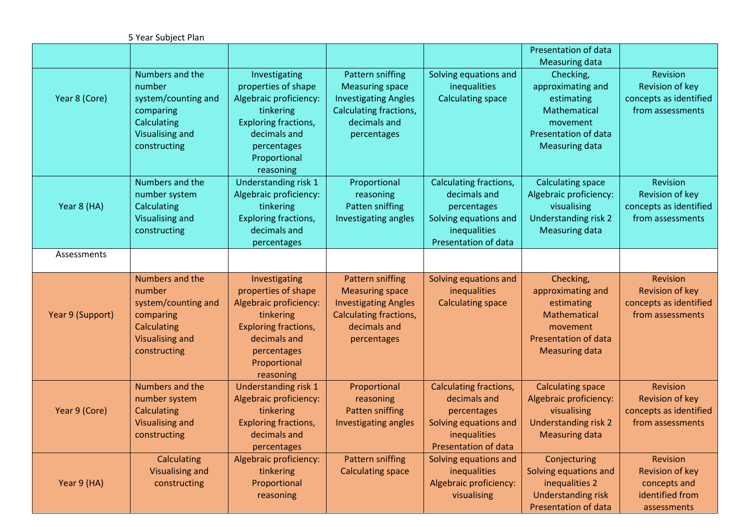5 Year Subject Plan

| | | | | | | |
|---|---|---|---|---|---|---|
| | | | | | Presentation of data<br>Measuring data | |
| Year 8 (Core) | Numbers and the number system/counting and comparing<br>Calculating<br>Visualising and constructing | Investigating properties of shape<br>Algebraic proficiency: tinkering<br>Exploring fractions, decimals and percentages<br>Proportional reasoning | Pattern sniffing<br>Measuring space<br>Investigating Angles<br>Calculating fractions, decimals and percentages | Solving equations and inequalities<br>Calculating space | Checking, approximating and estimating<br>Mathematical movement<br>Presentation of data<br>Measuring data | Revision<br>Revision of key concepts as identified from assessments |
| Year 8 (HA) | Numbers and the number system<br>Calculating<br>Visualising and constructing | Understanding risk 1<br>Algebraic proficiency: tinkering<br>Exploring fractions, decimals and percentages | Proportional reasoning<br>Patten sniffing<br>Investigating angles | Calculating fractions, decimals and percentages<br>Solving equations and inequalities<br>Presentation of data | Calculating space<br>Algebraic proficiency: visualising<br>Understanding risk 2<br>Measuring data | Revision<br>Revision of key concepts as identified from assessments |
| Assessments | | | | | | |
| Year 9 (Support) | Numbers and the number system/counting and comparing<br>Calculating<br>Visualising and constructing | Investigating properties of shape<br>Algebraic proficiency: tinkering<br>Exploring fractions, decimals and percentages<br>Proportional reasoning | Pattern sniffing<br>Measuring space<br>Investigating Angles<br>Calculating fractions, decimals and percentages | Solving equations and inequalities<br>Calculating space | Checking, approximating and estimating<br>Mathematical movement<br>Presentation of data<br>Measuring data | Revision<br>Revision of key concepts as identified from assessments |
| Year 9 (Core) | Numbers and the number system<br>Calculating<br>Visualising and constructing | Understanding risk 1<br>Algebraic proficiency: tinkering<br>Exploring fractions, decimals and percentages | Proportional reasoning<br>Patten sniffing<br>Investigating angles | Calculating fractions, decimals and percentages<br>Solving equations and inequalities<br>Presentation of data | Calculating space<br>Algebraic proficiency: visualising<br>Understanding risk 2<br>Measuring data | Revision<br>Revision of key concepts as identified from assessments |
| Year 9 (HA) | Calculating<br>Visualising and constructing | Algebraic proficiency: tinkering<br>Proportional reasoning | Pattern sniffing<br>Calculating space | Solving equations and inequalities<br>Algebraic proficiency: visualising | Conjecturing<br>Solving equations and inequalities 2<br>Understanding risk<br>Presentation of data | Revision<br>Revision of key concepts and identified from assessments |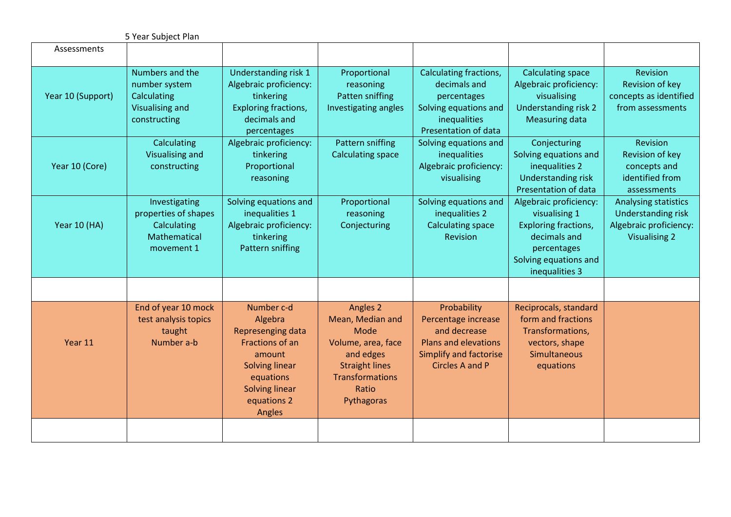5 Year Subject Plan

| | | | | | | |
|---|---|---|---|---|---|---|
| Assessments | | | | | | |
| Year 10 (Support) | Numbers and the number system<br>Calculating<br>Visualising and constructing | Understanding risk 1<br>Algebraic proficiency: tinkering<br>Exploring fractions, decimals and percentages | Proportional reasoning<br>Patten sniffing<br>Investigating angles | Calculating fractions, decimals and percentages<br>Solving equations and inequalities<br>Presentation of data | Calculating space<br>Algebraic proficiency: visualising<br>Understanding risk 2<br>Measuring data | Revision<br>Revision of key concepts as identified from assessments |
| Year 10 (Core) | Calculating<br>Visualising and constructing | Algebraic proficiency: tinkering<br>Proportional reasoning | Pattern sniffing<br>Calculating space | Solving equations and inequalities<br>Algebraic proficiency: visualising | Conjecturing<br>Solving equations and inequalities 2<br>Understanding risk<br>Presentation of data | Revision<br>Revision of key concepts and identified from assessments |
| Year 10 (HA) | Investigating properties of shapes<br>Calculating<br>Mathematical movement 1 | Solving equations and inequalities 1<br>Algebraic proficiency: tinkering<br>Pattern sniffing | Proportional reasoning<br>Conjecturing | Solving equations and inequalities 2<br>Calculating space<br>Revision | Algebraic proficiency: visualising 1<br>Exploring fractions, decimals and percentages<br>Solving equations and inequalities 3 | Analysing statistics<br>Understanding risk<br>Algebraic proficiency: Visualising 2 |
| | | | | | | |
| Year 11 | End of year 10 mock test analysis topics taught<br>Number a-b | Number c-d<br>Algebra<br>Represenging data<br>Fractions of an amount<br>Solving linear equations<br>Solving linear equations 2<br>Angles | Angles 2<br>Mean, Median and Mode<br>Volume, area, face and edges<br>Straight lines<br>Transformations<br>Ratio<br>Pythagoras | Probability<br>Percentage increase and decrease<br>Plans and elevations<br>Simplify and factorise<br>Circles A and P | Reciprocals, standard form and fractions<br>Transformations, vectors, shape<br>Simultaneous equations | |
| | | | | | | |